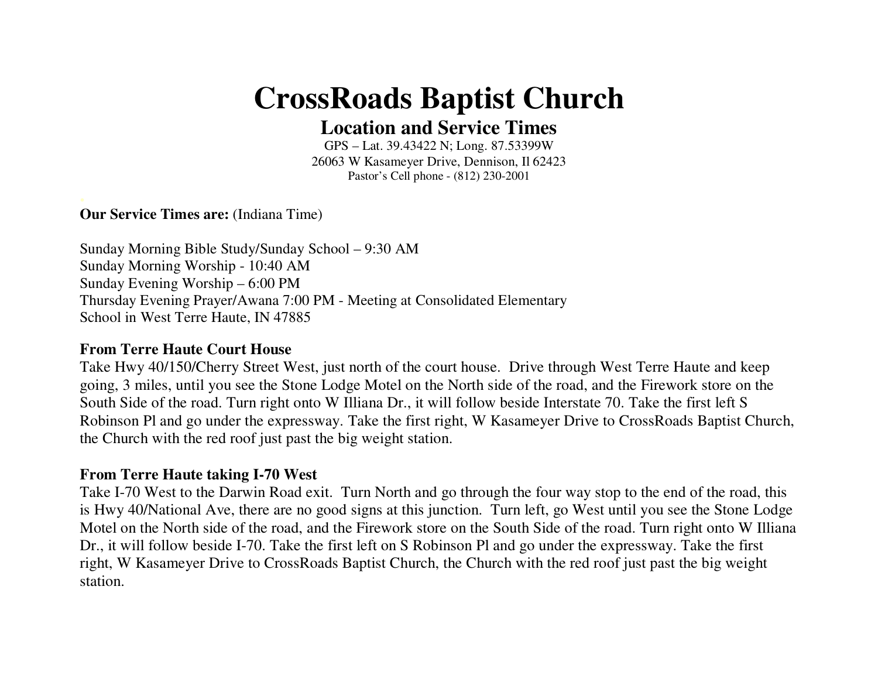# CrossRoads Baptist Church

## Location and Service Times

GPS – Lat. 39.43422 N; Long. 87.53399W
26063 W Kasameyer Drive, Dennison, Il 62423
Pastor's Cell phone - (812) 230-2001

**Our Service Times are:** (Indiana Time)

Sunday Morning Bible Study/Sunday School – 9:30 AM
Sunday Morning Worship - 10:40 AM
Sunday Evening Worship – 6:00 PM
Thursday Evening Prayer/Awana 7:00 PM - Meeting at Consolidated Elementary School in West Terre Haute, IN 47885

**From Terre Haute Court House**
Take Hwy 40/150/Cherry Street West, just north of the court house. Drive through West Terre Haute and keep going, 3 miles, until you see the Stone Lodge Motel on the North side of the road, and the Firework store on the South Side of the road. Turn right onto W Illiana Dr., it will follow beside Interstate 70. Take the first left S Robinson Pl and go under the expressway. Take the first right, W Kasameyer Drive to CrossRoads Baptist Church, the Church with the red roof just past the big weight station.

**From Terre Haute taking I-70 West**
Take I-70 West to the Darwin Road exit. Turn North and go through the four way stop to the end of the road, this is Hwy 40/National Ave, there are no good signs at this junction. Turn left, go West until you see the Stone Lodge Motel on the North side of the road, and the Firework store on the South Side of the road. Turn right onto W Illiana Dr., it will follow beside I-70. Take the first left on S Robinson Pl and go under the expressway. Take the first right, W Kasameyer Drive to CrossRoads Baptist Church, the Church with the red roof just past the big weight station.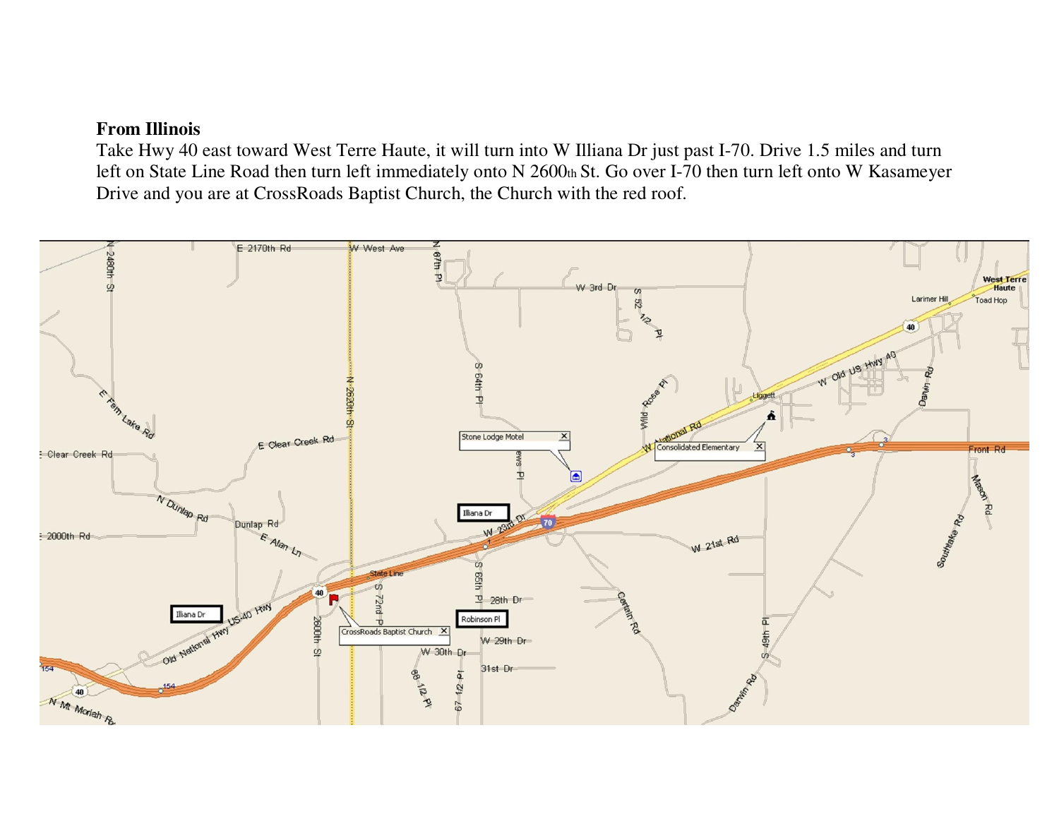**From Illinois**

Take Hwy 40 east toward West Terre Haute, it will turn into W Illiana Dr just past I-70. Drive 1.5 miles and turn left on State Line Road then turn left immediately onto N 2600th St. Go over I-70 then turn left onto W Kasameyer Drive and you are at CrossRoads Baptist Church, the Church with the red roof.